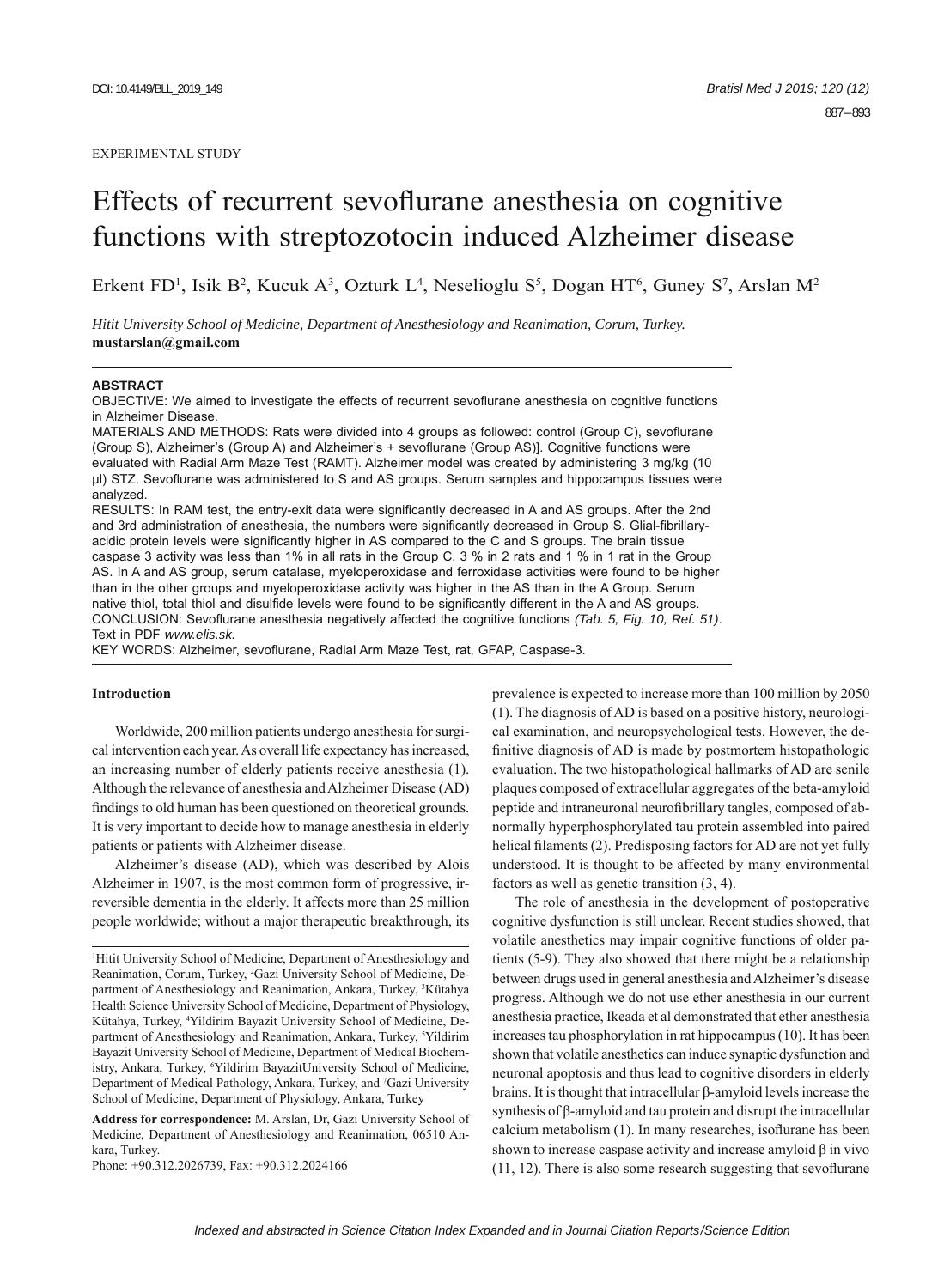EXPERIMENTAL STUDY

# Effects of recurrent sevoflurane anesthesia on cognitive functions with streptozotocin induced Alzheimer disease

Erkent FD[1], Isik B[2], Kucuk A[3], Ozturk L[4], Neselioglu S[5], Dogan HT[6], Guney S[7], Arslan M[2]

*Hitit University School of Medicine, Department of Anesthesiology and Reanimation, Corum, Turkey.*
**mustarslan@gmail.com**

## ABSTRACT

OBJECTIVE: We aimed to investigate the effects of recurrent sevoflurane anesthesia on cognitive functions in Alzheimer Disease.

MATERIALS AND METHODS: Rats were divided into 4 groups as followed: control (Group C), sevoflurane (Group S), Alzheimer's (Group A) and Alzheimer's + sevoflurane (Group AS)]. Cognitive functions were evaluated with Radial Arm Maze Test (RAMT). Alzheimer model was created by administering 3 mg/kg (10 μl) STZ. Sevoflurane was administered to S and AS groups. Serum samples and hippocampus tissues were analyzed.

RESULTS: In RAM test, the entry-exit data were significantly decreased in A and AS groups. After the 2nd and 3rd administration of anesthesia, the numbers were significantly decreased in Group S. Glial-fibrillary-acidic protein levels were significantly higher in AS compared to the C and S groups. The brain tissue caspase 3 activity was less than 1% in all rats in the Group C, 3 % in 2 rats and 1 % in 1 rat in the Group AS. In A and AS group, serum catalase, myeloperoxidase and ferroxidase activities were found to be higher than in the other groups and myeloperoxidase activity was higher in the AS than in the A Group. Serum native thiol, total thiol and disulfide levels were found to be significantly different in the A and AS groups.

CONCLUSION: Sevoflurane anesthesia negatively affected the cognitive functions *(Tab. 5, Fig. 10, Ref. 51)*. Text in PDF *www.elis.sk.*

KEY WORDS: Alzheimer, sevoflurane, Radial Arm Maze Test, rat, GFAP, Caspase-3.

## Introduction

Worldwide, 200 million patients undergo anesthesia for surgical intervention each year. As overall life expectancy has increased, an increasing number of elderly patients receive anesthesia (1). Although the relevance of anesthesia and Alzheimer Disease (AD) findings to old human has been questioned on theoretical grounds. It is very important to decide how to manage anesthesia in elderly patients or patients with Alzheimer disease.

Alzheimer's disease (AD), which was described by Alois Alzheimer in 1907, is the most common form of progressive, irreversible dementia in the elderly. It affects more than 25 million people worldwide; without a major therapeutic breakthrough, its prevalence is expected to increase more than 100 million by 2050 (1). The diagnosis of AD is based on a positive history, neurological examination, and neuropsychological tests. However, the definitive diagnosis of AD is made by postmortem histopathologic evaluation. The two histopathological hallmarks of AD are senile plaques composed of extracellular aggregates of the beta-amyloid peptide and intraneuronal neurofibrillary tangles, composed of abnormally hyperphosphorylated tau protein assembled into paired helical filaments (2). Predisposing factors for AD are not yet fully understood. It is thought to be affected by many environmental factors as well as genetic transition (3, 4).

The role of anesthesia in the development of postoperative cognitive dysfunction is still unclear. Recent studies showed, that volatile anesthetics may impair cognitive functions of older patients (5-9). They also showed that there might be a relationship between drugs used in general anesthesia and Alzheimer's disease progress. Although we do not use ether anesthesia in our current anesthesia practice, Ikeada et al demonstrated that ether anesthesia increases tau phosphorylation in rat hippocampus (10). It has been shown that volatile anesthetics can induce synaptic dysfunction and neuronal apoptosis and thus lead to cognitive disorders in elderly brains. It is thought that intracellular β-amyloid levels increase the synthesis of β-amyloid and tau protein and disrupt the intracellular calcium metabolism (1). In many researches, isoflurane has been shown to increase caspase activity and increase amyloid β in vivo (11, 12). There is also some research suggesting that sevoflurane

---

[1]Hitit University School of Medicine, Department of Anesthesiology and Reanimation, Corum, Turkey, [2]Gazi University School of Medicine, Department of Anesthesiology and Reanimation, Ankara, Turkey, [3]Kütahya Health Science University School of Medicine, Department of Physiology, Kütahya, Turkey, [4]Yildirim Bayazit University School of Medicine, Department of Anesthesiology and Reanimation, Ankara, Turkey, [5]Yildirim Bayazit University School of Medicine, Department of Medical Biochemistry, Ankara, Turkey, [6]Yildirim BayazitUniversity School of Medicine, Department of Medical Pathology, Ankara, Turkey, and [7]Gazi University School of Medicine, Department of Physiology, Ankara, Turkey

**Address for correspondence:** M. Arslan, Dr, Gazi University School of Medicine, Department of Anesthesiology and Reanimation, 06510 Ankara, Turkey.

Phone: +90.312.2026739, Fax: +90.312.2024166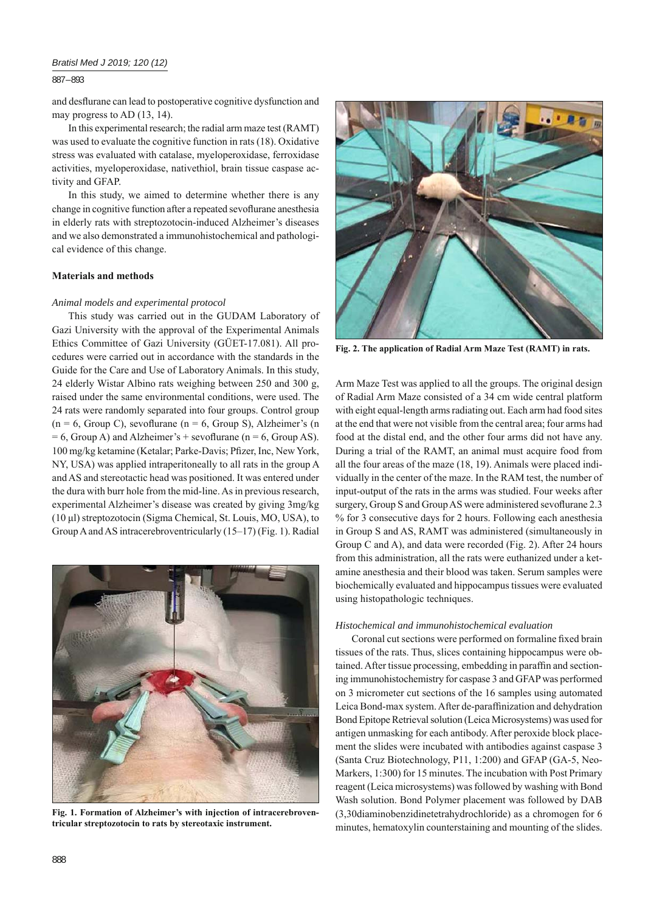and desflurane can lead to postoperative cognitive dysfunction and may progress to AD (13, 14).

In this experimental research; the radial arm maze test (RAMT) was used to evaluate the cognitive function in rats (18). Oxidative stress was evaluated with catalase, myeloperoxidase, ferroxidase activities, myeloperoxidase, nativethiol, brain tissue caspase activity and GFAP.

In this study, we aimed to determine whether there is any change in cognitive function after a repeated sevoflurane anesthesia in elderly rats with streptozotocin-induced Alzheimer's diseases and we also demonstrated a immunohistochemical and pathological evidence of this change.

## Materials and methods

### *Animal models and experimental protocol*

This study was carried out in the GUDAM Laboratory of Gazi University with the approval of the Experimental Animals Ethics Committee of Gazi University (GÜET-17.081). All procedures were carried out in accordance with the standards in the Guide for the Care and Use of Laboratory Animals. In this study, 24 elderly Wistar Albino rats weighing between 250 and 300 g, raised under the same environmental conditions, were used. The 24 rats were randomly separated into four groups. Control group (n = 6, Group C), sevoflurane (n = 6, Group S), Alzheimer's (n = 6, Group A) and Alzheimer's + sevoflurane (n = 6, Group AS). 100 mg/kg ketamine (Ketalar; Parke-Davis; Pfizer, Inc, New York, NY, USA) was applied intraperitoneally to all rats in the group A and AS and stereotactic head was positioned. It was entered under the dura with burr hole from the mid-line. As in previous research, experimental Alzheimer's disease was created by giving 3mg/kg (10 µl) streptozotocin (Sigma Chemical, St. Louis, MO, USA), to Group A and AS intracerebroventricularly (15–17) (Fig. 1). Radial Arm Maze Test was applied to all the groups. The original design of Radial Arm Maze consisted of a 34 cm wide central platform with eight equal-length arms radiating out. Each arm had food sites at the end that were not visible from the central area; four arms had food at the distal end, and the other four arms did not have any. During a trial of the RAMT, an animal must acquire food from all the four areas of the maze (18, 19). Animals were placed individually in the center of the maze. In the RAM test, the number of input-output of the rats in the arms was studied. Four weeks after surgery, Group S and Group AS were administered sevoflurane 2.3 % for 3 consecutive days for 2 hours. Following each anesthesia in Group S and AS, RAMT was administered (simultaneously in Group C and A), and data were recorded (Fig. 2). After 24 hours from this administration, all the rats were euthanized under a ketamine anesthesia and their blood was taken. Serum samples were biochemically evaluated and hippocampus tissues were evaluated using histopathologic techniques.

**Fig. 1. Formation of Alzheimer's with injection of intracerebroventricular streptozotocin to rats by stereotaxic instrument.**

**Fig. 2. The application of Radial Arm Maze Test (RAMT) in rats.**

### *Histochemical and immunohistochemical evaluation*

Coronal cut sections were performed on formaline fixed brain tissues of the rats. Thus, slices containing hippocampus were obtained. After tissue processing, embedding in paraffin and sectioning immunohistochemistry for caspase 3 and GFAP was performed on 3 micrometer cut sections of the 16 samples using automated Leica Bond-max system. After de-paraffinization and dehydration Bond Epitope Retrieval solution (Leica Microsystems) was used for antigen unmasking for each antibody. After peroxide block placement the slides were incubated with antibodies against caspase 3 (Santa Cruz Biotechnology, P11, 1:200) and GFAP (GA-5, Neo-Markers, 1:300) for 15 minutes. The incubation with Post Primary reagent (Leica microsystems) was followed by washing with Bond Wash solution. Bond Polymer placement was followed by DAB (3,30diaminobenzidinetetrahydrochloride) as a chromogen for 6 minutes, hematoxylin counterstaining and mounting of the slides.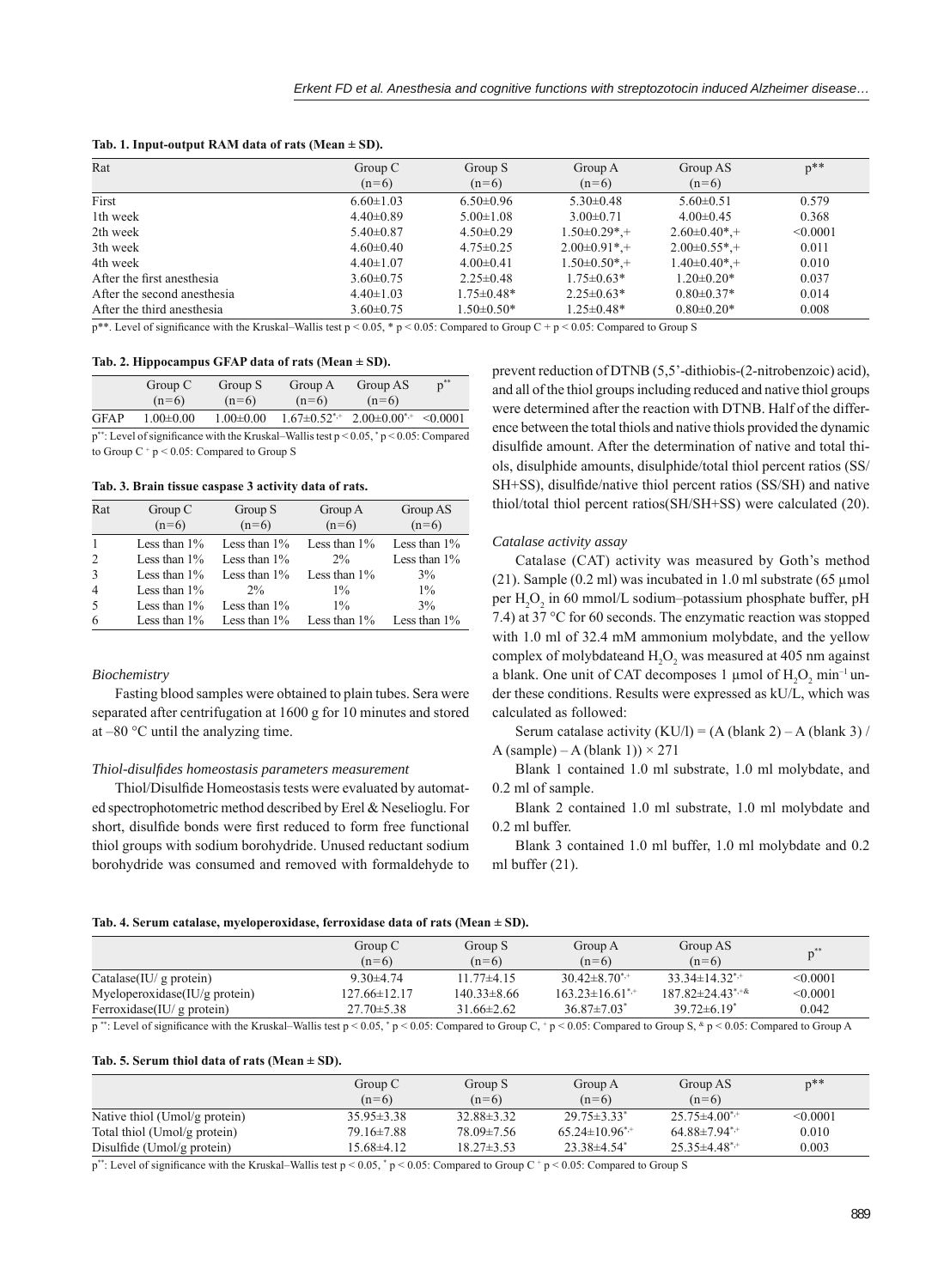**Tab. 1. Input-output RAM data of rats (Mean ± SD).**

| Rat | Group C (n=6) | Group S (n=6) | Group A (n=6) | Group AS (n=6) | p** |
|---|---|---|---|---|---|
| First | 6.60±1.03 | 6.50±0.96 | 5.30±0.48 | 5.60±0.51 | 0.579 |
| 1th week | 4.40±0.89 | 5.00±1.08 | 3.00±0.71 | 4.00±0.45 | 0.368 |
| 2th week | 5.40±0.87 | 4.50±0.29 | 1.50±0.29*,+ | 2.60±0.40*,+ | <0.0001 |
| 3th week | 4.60±0.40 | 4.75±0.25 | 2.00±0.91*,+ | 2.00±0.55*,+ | 0.011 |
| 4th week | 4.40±1.07 | 4.00±0.41 | 1.50±0.50*,+ | 1.40±0.40*,+ | 0.010 |
| After the first anesthesia | 3.60±0.75 | 2.25±0.48 | 1.75±0.63* | 1.20±0.20* | 0.037 |
| After the second anesthesia | 4.40±1.03 | 1.75±0.48* | 2.25±0.63* | 0.80±0.37* | 0.014 |
| After the third anesthesia | 3.60±0.75 | 1.50±0.50* | 1.25±0.48* | 0.80±0.20* | 0.008 |

p**. Level of significance with the Kruskal–Wallis test $p < 0.05$, * $p < 0.05$: Compared to Group C + $p < 0.05$: Compared to Group S

**Tab. 2. Hippocampus GFAP data of rats (Mean ± SD).**

| | Group C (n=6) | Group S (n=6) | Group A (n=6) | Group AS (n=6) | p** |
|---|---|---|---|---|---|
| GFAP | 1.00±0.00 | 1.00±0.00 | 1.67±0.52*,+ | 2.00±0.00*,+ | <0.0001 |

p**: Level of significance with the Kruskal–Wallis test $p < 0.05$, * $p < 0.05$: Compared to Group C + $p < 0.05$: Compared to Group S

**Tab. 3. Brain tissue caspase 3 activity data of rats.**

| Rat | Group C (n=6) | Group S (n=6) | Group A (n=6) | Group AS (n=6) |
|---|---|---|---|---|
| 1 | Less than 1% | Less than 1% | Less than 1% | Less than 1% |
| 2 | Less than 1% | Less than 1% | 2% | Less than 1% |
| 3 | Less than 1% | Less than 1% | Less than 1% | 3% |
| 4 | Less than 1% | 2% | 1% | 1% |
| 5 | Less than 1% | Less than 1% | 1% | 3% |
| 6 | Less than 1% | Less than 1% | Less than 1% | Less than 1% |

*Biochemistry*

Fasting blood samples were obtained to plain tubes. Sera were separated after centrifugation at 1600 g for 10 minutes and stored at –80 °C until the analyzing time.

*Thiol-disulfides homeostasis parameters measurement*

Thiol/Disulfide Homeostasis tests were evaluated by automated spectrophotometric method described by Erel & Neselioglu. For short, disulfide bonds were first reduced to form free functional thiol groups with sodium borohydride. Unused reductant sodium borohydride was consumed and removed with formaldehyde to prevent reduction of DTNB (5,5'-dithiobis-(2-nitrobenzoic) acid), and all of the thiol groups including reduced and native thiol groups were determined after the reaction with DTNB. Half of the difference between the total thiols and native thiols provided the dynamic disulfide amount. After the determination of native and total thiols, disulphide amounts, disulphide/total thiol percent ratios (SS/SH+SS), disulfide/native thiol percent ratios (SS/SH) and native thiol/total thiol percent ratios(SH/SH+SS) were calculated (20).

*Catalase activity assay*

Catalase (CAT) activity was measured by Goth's method (21). Sample (0.2 ml) was incubated in 1.0 ml substrate (65 μmol per $H_2O_2$ in 60 mmol/L sodium–potassium phosphate buffer, pH 7.4) at 37 °C for 60 seconds. The enzymatic reaction was stopped with 1.0 ml of 32.4 mM ammonium molybdate, and the yellow complex of molybdateand $H_2O_2$ was measured at 405 nm against a blank. One unit of CAT decomposes 1 μmol of $H_2O_2$ $min^{-1}$ under these conditions. Results were expressed as kU/L, which was calculated as followed:

Serum catalase activity (KU/l) = (A (blank 2) – A (blank 3) / A (sample) – A (blank 1)) × 271

Blank 1 contained 1.0 ml substrate, 1.0 ml molybdate, and 0.2 ml of sample.

Blank 2 contained 1.0 ml substrate, 1.0 ml molybdate and 0.2 ml buffer.

Blank 3 contained 1.0 ml buffer, 1.0 ml molybdate and 0.2 ml buffer (21).

**Tab. 4. Serum catalase, myeloperoxidase, ferroxidase data of rats (Mean ± SD).**

| | Group C (n=6) | Group S (n=6) | Group A (n=6) | Group AS (n=6) | p** |
|---|---|---|---|---|---|
| Catalase(IU/ g protein) | 9.30±4.74 | 11.77±4.15 | 30.42±8.70*,+ | 33.34±14.32*,+ | <0.0001 |
| Myeloperoxidase(IU/g protein) | 127.66±12.17 | 140.33±8.66 | 163.23±16.61*,+ | 187.82±24.43*,+,& | <0.0001 |
| Ferroxidase(IU/ g protein) | 27.70±5.38 | 31.66±2.62 | 36.87±7.03* | 39.72±6.19* | 0.042 |

p **: Level of significance with the Kruskal–Wallis test $p < 0.05$, * $p < 0.05$: Compared to Group C, + $p < 0.05$: Compared to Group S, & $p < 0.05$: Compared to Group A

**Tab. 5. Serum thiol data of rats (Mean ± SD).**

| | Group C (n=6) | Group S (n=6) | Group A (n=6) | Group AS (n=6) | p** |
|---|---|---|---|---|---|
| Native thiol (Umol/g protein) | 35.95±3.38 | 32.88±3.32 | 29.75±3.33* | 25.75±4.00*,+ | <0.0001 |
| Total thiol (Umol/g protein) | 79.16±7.88 | 78.09±7.56 | 65.24±10.96*,+ | 64.88±7.94*,+ | 0.010 |
| Disulfide (Umol/g protein) | 15.68±4.12 | 18.27±3.53 | 23.38±4.54* | 25.35±4.48*,+ | 0.003 |

p**: Level of significance with the Kruskal–Wallis test $p < 0.05$, * $p < 0.05$: Compared to Group C + $p < 0.05$: Compared to Group S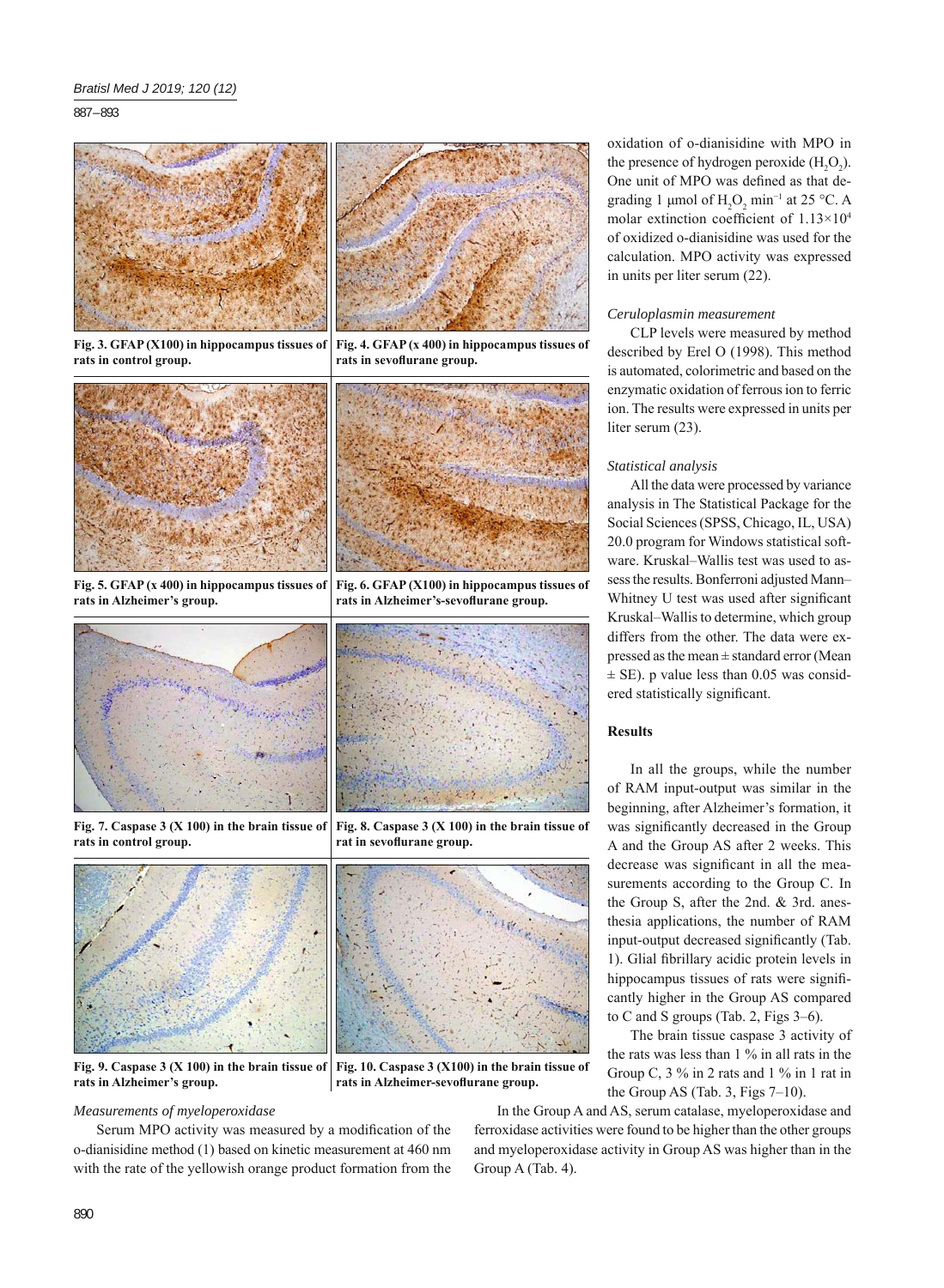Fig. 3. GFAP (X100) in hippocampus tissues of rats in control group.

Fig. 4. GFAP (x 400) in hippocampus tissues of rats in sevoflurane group.

Fig. 5. GFAP (x 400) in hippocampus tissues of rats in Alzheimer's group.

Fig. 6. GFAP (X100) in hippocampus tissues of rats in Alzheimer's-sevoflurane group.

Fig. 7. Caspase 3 (X 100) in the brain tissue of rats in control group.

Fig. 8. Caspase 3 (X 100) in the brain tissue of rat in sevoflurane group.

Fig. 9. Caspase 3 (X 100) in the brain tissue of rats in Alzheimer's group.

Fig. 10. Caspase 3 (X100) in the brain tissue of rats in Alzheimer-sevoflurane group.

*Measurements of myeloperoxidase*

Serum MPO activity was measured by a modification of the o-dianisidine method (1) based on kinetic measurement at 460 nm with the rate of the yellowish orange product formation from the oxidation of o-dianisidine with MPO in the presence of hydrogen peroxide ($H_2O_2$). One unit of MPO was defined as that degrading 1 µmol of $H_2O_2$ $min^{-1}$ at 25 °C. A molar extinction coefficient of $1.13 \times 10^4$ of oxidized o-dianisidine was used for the calculation. MPO activity was expressed in units per liter serum (22).

*Ceruloplasmin measurement*

CLP levels were measured by method described by Erel O (1998). This method is automated, colorimetric and based on the enzymatic oxidation of ferrous ion to ferric ion. The results were expressed in units per liter serum (23).

*Statistical analysis*

All the data were processed by variance analysis in The Statistical Package for the Social Sciences (SPSS, Chicago, IL, USA) 20.0 program for Windows statistical software. Kruskal–Wallis test was used to assess the results. Bonferroni adjusted Mann–Whitney U test was used after significant Kruskal–Wallis to determine, which group differs from the other. The data were expressed as the mean ± standard error (Mean ± SE). p value less than 0.05 was considered statistically significant.

## Results

In all the groups, while the number of RAM input-output was similar in the beginning, after Alzheimer's formation, it was significantly decreased in the Group A and the Group AS after 2 weeks. This decrease was significant in all the measurements according to the Group C. In the Group S, after the 2nd. & 3rd. anesthesia applications, the number of RAM input-output decreased significantly (Tab. 1). Glial fibrillary acidic protein levels in hippocampus tissues of rats were significantly higher in the Group AS compared to C and S groups (Tab. 2, Figs 3–6).

The brain tissue caspase 3 activity of the rats was less than 1 % in all rats in the Group C, 3 % in 2 rats and 1 % in 1 rat in the Group AS (Tab. 3, Figs 7–10).

In the Group A and AS, serum catalase, myeloperoxidase and ferroxidase activities were found to be higher than the other groups and myeloperoxidase activity in Group AS was higher than in the Group A (Tab. 4).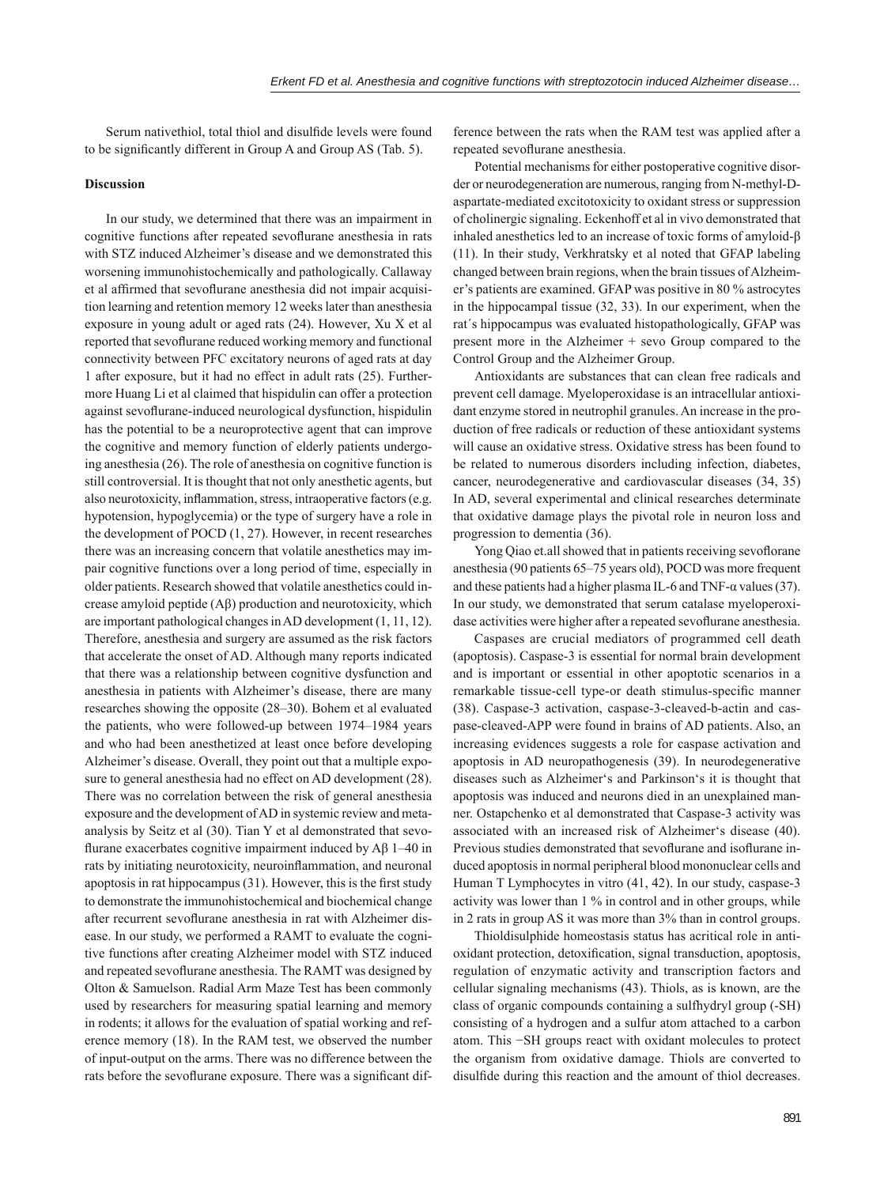Serum nativethiol, total thiol and disulfide levels were found to be significantly different in Group A and Group AS (Tab. 5).

## Discussion

In our study, we determined that there was an impairment in cognitive functions after repeated sevoflurane anesthesia in rats with STZ induced Alzheimer's disease and we demonstrated this worsening immunohistochemically and pathologically. Callaway et al affirmed that sevoflurane anesthesia did not impair acquisition learning and retention memory 12 weeks later than anesthesia exposure in young adult or aged rats (24). However, Xu X et al reported that sevoflurane reduced working memory and functional connectivity between PFC excitatory neurons of aged rats at day 1 after exposure, but it had no effect in adult rats (25). Furthermore Huang Li et al claimed that hispidulin can offer a protection against sevoflurane-induced neurological dysfunction, hispidulin has the potential to be a neuroprotective agent that can improve the cognitive and memory function of elderly patients undergoing anesthesia (26). The role of anesthesia on cognitive function is still controversial. It is thought that not only anesthetic agents, but also neurotoxicity, inflammation, stress, intraoperative factors (e.g. hypotension, hypoglycemia) or the type of surgery have a role in the development of POCD (1, 27). However, in recent researches there was an increasing concern that volatile anesthetics may impair cognitive functions over a long period of time, especially in older patients. Research showed that volatile anesthetics could increase amyloid peptide (Aβ) production and neurotoxicity, which are important pathological changes in AD development (1, 11, 12). Therefore, anesthesia and surgery are assumed as the risk factors that accelerate the onset of AD. Although many reports indicated that there was a relationship between cognitive dysfunction and anesthesia in patients with Alzheimer's disease, there are many researches showing the opposite (28–30). Bohem et al evaluated the patients, who were followed-up between 1974–1984 years and who had been anesthetized at least once before developing Alzheimer's disease. Overall, they point out that a multiple exposure to general anesthesia had no effect on AD development (28). There was no correlation between the risk of general anesthesia exposure and the development of AD in systemic review and meta-analysis by Seitz et al (30). Tian Y et al demonstrated that sevoflurane exacerbates cognitive impairment induced by Aβ 1–40 in rats by initiating neurotoxicity, neuroinflammation, and neuronal apoptosis in rat hippocampus (31). However, this is the first study to demonstrate the immunohistochemical and biochemical change after recurrent sevoflurane anesthesia in rat with Alzheimer disease. In our study, we performed a RAMT to evaluate the cognitive functions after creating Alzheimer model with STZ induced and repeated sevoflurane anesthesia. The RAMT was designed by Olton & Samuelson. Radial Arm Maze Test has been commonly used by researchers for measuring spatial learning and memory in rodents; it allows for the evaluation of spatial working and reference memory (18). In the RAM test, we observed the number of input-output on the arms. There was no difference between the rats before the sevoflurane exposure. There was a significant difference between the rats when the RAM test was applied after a repeated sevoflurane anesthesia.

Potential mechanisms for either postoperative cognitive disorder or neurodegeneration are numerous, ranging from N-methyl-D-aspartate-mediated excitotoxicity to oxidant stress or suppression of cholinergic signaling. Eckenhoff et al in vivo demonstrated that inhaled anesthetics led to an increase of toxic forms of amyloid-β (11). In their study, Verkhratsky et al noted that GFAP labeling changed between brain regions, when the brain tissues of Alzheimer's patients are examined. GFAP was positive in 80 % astrocytes in the hippocampal tissue (32, 33). In our experiment, when the rat´s hippocampus was evaluated histopathologically, GFAP was present more in the Alzheimer + sevo Group compared to the Control Group and the Alzheimer Group.

Antioxidants are substances that can clean free radicals and prevent cell damage. Myeloperoxidase is an intracellular antioxidant enzyme stored in neutrophil granules. An increase in the production of free radicals or reduction of these antioxidant systems will cause an oxidative stress. Oxidative stress has been found to be related to numerous disorders including infection, diabetes, cancer, neurodegenerative and cardiovascular diseases (34, 35) In AD, several experimental and clinical researches determinate that oxidative damage plays the pivotal role in neuron loss and progression to dementia (36).

Yong Qiao et.all showed that in patients receiving sevoflorane anesthesia (90 patients 65–75 years old), POCD was more frequent and these patients had a higher plasma IL-6 and TNF-α values (37). In our study, we demonstrated that serum catalase myeloperoxidase activities were higher after a repeated sevoflurane anesthesia.

Caspases are crucial mediators of programmed cell death (apoptosis). Caspase-3 is essential for normal brain development and is important or essential in other apoptotic scenarios in a remarkable tissue-cell type-or death stimulus-specific manner (38). Caspase-3 activation, caspase-3-cleaved-b-actin and caspase-cleaved-APP were found in brains of AD patients. Also, an increasing evidences suggests a role for caspase activation and apoptosis in AD neuropathogenesis (39). In neurodegenerative diseases such as Alzheimer's and Parkinson's it is thought that apoptosis was induced and neurons died in an unexplained manner. Ostapchenko et al demonstrated that Caspase-3 activity was associated with an increased risk of Alzheimer's disease (40). Previous studies demonstrated that sevoflurane and isoflurane induced apoptosis in normal peripheral blood mononuclear cells and Human T Lymphocytes in vitro (41, 42). In our study, caspase-3 activity was lower than 1 % in control and in other groups, while in 2 rats in group AS it was more than 3% than in control groups.

Thioldisulphide homeostasis status has acritical role in antioxidant protection, detoxification, signal transduction, apoptosis, regulation of enzymatic activity and transcription factors and cellular signaling mechanisms (43). Thiols, as is known, are the class of organic compounds containing a sulfhydryl group (-SH) consisting of a hydrogen and a sulfur atom attached to a carbon atom. This −SH groups react with oxidant molecules to protect the organism from oxidative damage. Thiols are converted to disulfide during this reaction and the amount of thiol decreases.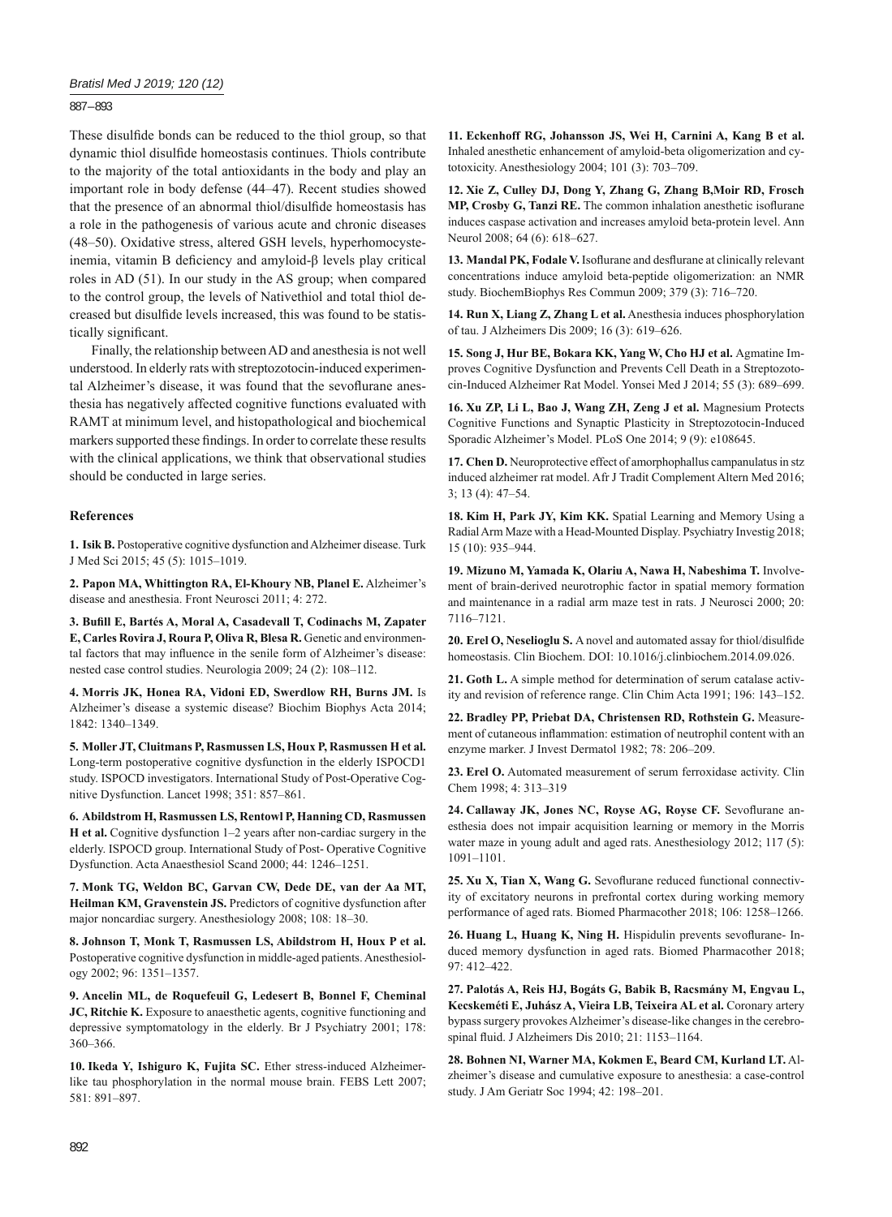These disulfide bonds can be reduced to the thiol group, so that dynamic thiol disulfide homeostasis continues. Thiols contribute to the majority of the total antioxidants in the body and play an important role in body defense (44–47). Recent studies showed that the presence of an abnormal thiol/disulfide homeostasis has a role in the pathogenesis of various acute and chronic diseases (48–50). Oxidative stress, altered GSH levels, hyperhomocysteinemia, vitamin B deficiency and amyloid-β levels play critical roles in AD (51). In our study in the AS group; when compared to the control group, the levels of Nativethiol and total thiol decreased but disulfide levels increased, this was found to be statistically significant.

Finally, the relationship between AD and anesthesia is not well understood. In elderly rats with streptozotocin-induced experimental Alzheimer's disease, it was found that the sevoflurane anesthesia has negatively affected cognitive functions evaluated with RAMT at minimum level, and histopathological and biochemical markers supported these findings. In order to correlate these results with the clinical applications, we think that observational studies should be conducted in large series.

## References

**1. Isik B.** Postoperative cognitive dysfunction and Alzheimer disease. Turk J Med Sci 2015; 45 (5): 1015–1019.

**2. Papon MA, Whittington RA, El-Khoury NB, Planel E.** Alzheimer's disease and anesthesia. Front Neurosci 2011; 4: 272.

**3. Bufill E, Bartés A, Moral A, Casadevall T, Codinachs M, Zapater E, Carles Rovira J, Roura P, Oliva R, Blesa R.** Genetic and environmental factors that may influence in the senile form of Alzheimer's disease: nested case control studies. Neurologia 2009; 24 (2): 108–112.

**4. Morris JK, Honea RA, Vidoni ED, Swerdlow RH, Burns JM.** Is Alzheimer's disease a systemic disease? Biochim Biophys Acta 2014; 1842: 1340–1349.

**5. Moller JT, Cluitmans P, Rasmussen LS, Houx P, Rasmussen H et al.** Long-term postoperative cognitive dysfunction in the elderly ISPOCD1 study. ISPOCD investigators. International Study of Post-Operative Cognitive Dysfunction. Lancet 1998; 351: 857–861.

**6. Abildstrom H, Rasmussen LS, Rentowl P, Hanning CD, Rasmussen H et al.** Cognitive dysfunction 1–2 years after non-cardiac surgery in the elderly. ISPOCD group. International Study of Post- Operative Cognitive Dysfunction. Acta Anaesthesiol Scand 2000; 44: 1246–1251.

**7. Monk TG, Weldon BC, Garvan CW, Dede DE, van der Aa MT, Heilman KM, Gravenstein JS.** Predictors of cognitive dysfunction after major noncardiac surgery. Anesthesiology 2008; 108: 18–30.

**8. Johnson T, Monk T, Rasmussen LS, Abildstrom H, Houx P et al.** Postoperative cognitive dysfunction in middle-aged patients. Anesthesiology 2002; 96: 1351–1357.

**9. Ancelin ML, de Roquefeuil G, Ledesert B, Bonnel F, Cheminal JC, Ritchie K.** Exposure to anaesthetic agents, cognitive functioning and depressive symptomatology in the elderly. Br J Psychiatry 2001; 178: 360–366.

**10. Ikeda Y, Ishiguro K, Fujita SC.** Ether stress-induced Alzheimer-like tau phosphorylation in the normal mouse brain. FEBS Lett 2007; 581: 891–897.

**11. Eckenhoff RG, Johansson JS, Wei H, Carnini A, Kang B et al.** Inhaled anesthetic enhancement of amyloid-beta oligomerization and cytotoxicity. Anesthesiology 2004; 101 (3): 703–709.

**12. Xie Z, Culley DJ, Dong Y, Zhang G, Zhang B,Moir RD, Frosch MP, Crosby G, Tanzi RE.** The common inhalation anesthetic isoflurane induces caspase activation and increases amyloid beta-protein level. Ann Neurol 2008; 64 (6): 618–627.

**13. Mandal PK, Fodale V.** Isoflurane and desflurane at clinically relevant concentrations induce amyloid beta-peptide oligomerization: an NMR study. BiochemBiophys Res Commun 2009; 379 (3): 716–720.

**14. Run X, Liang Z, Zhang L et al.** Anesthesia induces phosphorylation of tau. J Alzheimers Dis 2009; 16 (3): 619–626.

**15. Song J, Hur BE, Bokara KK, Yang W, Cho HJ et al.** Agmatine Improves Cognitive Dysfunction and Prevents Cell Death in a Streptozotocin-Induced Alzheimer Rat Model. Yonsei Med J 2014; 55 (3): 689–699.

**16. Xu ZP, Li L, Bao J, Wang ZH, Zeng J et al.** Magnesium Protects Cognitive Functions and Synaptic Plasticity in Streptozotocin-Induced Sporadic Alzheimer's Model. PLoS One 2014; 9 (9): e108645.

**17. Chen D.** Neuroprotective effect of amorphophallus campanulatus in stz induced alzheimer rat model. Afr J Tradit Complement Altern Med 2016; 3; 13 (4): 47–54.

**18. Kim H, Park JY, Kim KK.** Spatial Learning and Memory Using a Radial Arm Maze with a Head-Mounted Display. Psychiatry Investig 2018; 15 (10): 935–944.

**19. Mizuno M, Yamada K, Olariu A, Nawa H, Nabeshima T.** Involvement of brain-derived neurotrophic factor in spatial memory formation and maintenance in a radial arm maze test in rats. J Neurosci 2000; 20: 7116–7121.

**20. Erel O, Neselioglu S.** A novel and automated assay for thiol/disulfide homeostasis. Clin Biochem. DOI: 10.1016/j.clinbiochem.2014.09.026.

**21. Goth L.** A simple method for determination of serum catalase activity and revision of reference range. Clin Chim Acta 1991; 196: 143–152.

**22. Bradley PP, Priebat DA, Christensen RD, Rothstein G.** Measurement of cutaneous inflammation: estimation of neutrophil content with an enzyme marker. J Invest Dermatol 1982; 78: 206–209.

**23. Erel O.** Automated measurement of serum ferroxidase activity. Clin Chem 1998; 4: 313–319

**24. Callaway JK, Jones NC, Royse AG, Royse CF.** Sevoflurane anesthesia does not impair acquisition learning or memory in the Morris water maze in young adult and aged rats. Anesthesiology 2012; 117 (5): 1091–1101.

**25. Xu X, Tian X, Wang G.** Sevoflurane reduced functional connectivity of excitatory neurons in prefrontal cortex during working memory performance of aged rats. Biomed Pharmacother 2018; 106: 1258–1266.

**26. Huang L, Huang K, Ning H.** Hispidulin prevents sevoflurane- Induced memory dysfunction in aged rats. Biomed Pharmacother 2018; 97: 412–422.

**27. Palotás A, Reis HJ, Bogáts G, Babik B, Racsmány M, Engvau L, Kecskeméti E, Juhász A, Vieira LB, Teixeira AL et al.** Coronary artery bypass surgery provokes Alzheimer's disease-like changes in the cerebrospinal fluid. J Alzheimers Dis 2010; 21: 1153–1164.

**28. Bohnen NI, Warner MA, Kokmen E, Beard CM, Kurland LT.** Alzheimer's disease and cumulative exposure to anesthesia: a case-control study. J Am Geriatr Soc 1994; 42: 198–201.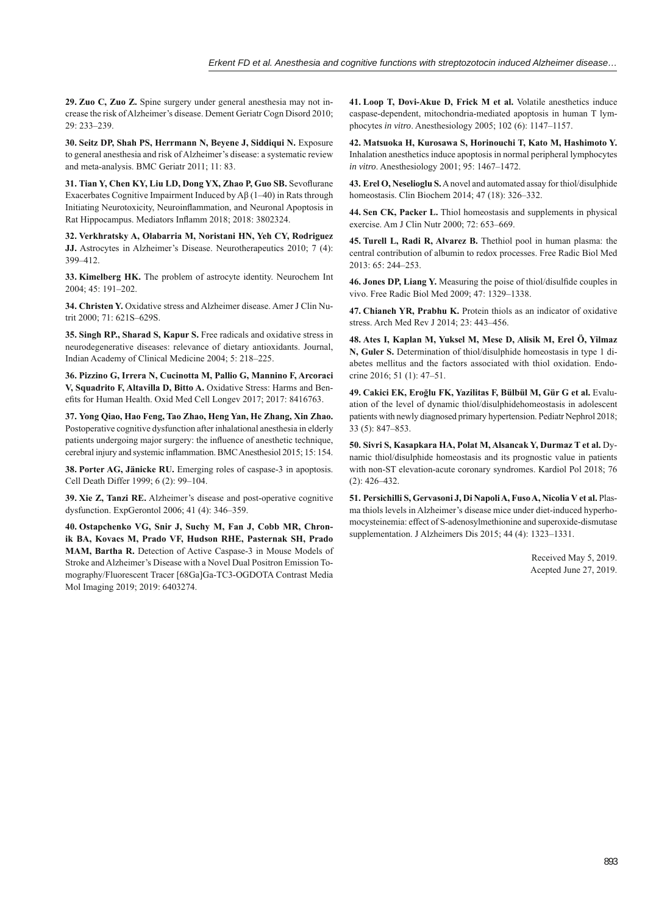**29. Zuo C, Zuo Z.** Spine surgery under general anesthesia may not increase the risk of Alzheimer's disease. Dement Geriatr Cogn Disord 2010; 29: 233–239.

**30. Seitz DP, Shah PS, Herrmann N, Beyene J, Siddiqui N.** Exposure to general anesthesia and risk of Alzheimer's disease: a systematic review and meta-analysis. BMC Geriatr 2011; 11: 83.

**31. Tian Y, Chen KY, Liu LD, Dong YX, Zhao P, Guo SB.** Sevoflurane Exacerbates Cognitive Impairment Induced by Aβ (1–40) in Rats through Initiating Neurotoxicity, Neuroinflammation, and Neuronal Apoptosis in Rat Hippocampus. Mediators Inflamm 2018; 2018: 3802324.

**32. Verkhratsky A, Olabarria M, Noristani HN, Yeh CY, Rodriguez JJ.** Astrocytes in Alzheimer's Disease. Neurotherapeutics 2010; 7 (4): 399–412.

**33. Kimelberg HK.** The problem of astrocyte identity. Neurochem Int 2004; 45: 191–202.

**34. Christen Y.** Oxidative stress and Alzheimer disease. Amer J Clin Nutrit 2000; 71: 621S–629S.

**35. Singh RP., Sharad S, Kapur S.** Free radicals and oxidative stress in neurodegenerative diseases: relevance of dietary antioxidants. Journal, Indian Academy of Clinical Medicine 2004; 5: 218–225.

**36. Pizzino G, Irrera N, Cucinotta M, Pallio G, Mannino F, Arcoraci V, Squadrito F, Altavilla D, Bitto A.** Oxidative Stress: Harms and Benefits for Human Health. Oxid Med Cell Longev 2017; 2017: 8416763.

**37. Yong Qiao, Hao Feng, Tao Zhao, Heng Yan, He Zhang, Xin Zhao.** Postoperative cognitive dysfunction after inhalational anesthesia in elderly patients undergoing major surgery: the influence of anesthetic technique, cerebral injury and systemic inflammation. BMC Anesthesiol 2015; 15: 154.

**38. Porter AG, Jänicke RU.** Emerging roles of caspase-3 in apoptosis. Cell Death Differ 1999; 6 (2): 99–104.

**39. Xie Z, Tanzi RE.** Alzheimer's disease and post-operative cognitive dysfunction. ExpGerontol 2006; 41 (4): 346–359.

**40. Ostapchenko VG, Snir J, Suchy M, Fan J, Cobb MR, Chronik BA, Kovacs M, Prado VF, Hudson RHE, Pasternak SH, Prado MAM, Bartha R.** Detection of Active Caspase-3 in Mouse Models of Stroke and Alzheimer's Disease with a Novel Dual Positron Emission Tomography/Fluorescent Tracer [68Ga]Ga-TC3-OGDOTA Contrast Media Mol Imaging 2019; 2019: 6403274.

**41. Loop T, Dovi-Akue D, Frick M et al.** Volatile anesthetics induce caspase-dependent, mitochondria-mediated apoptosis in human T lymphocytes *in vitro*. Anesthesiology 2005; 102 (6): 1147–1157.

**42. Matsuoka H, Kurosawa S, Horinouchi T, Kato M, Hashimoto Y.** Inhalation anesthetics induce apoptosis in normal peripheral lymphocytes *in vitro*. Anesthesiology 2001; 95: 1467–1472.

**43. Erel O, Neselioglu S.** A novel and automated assay for thiol/disulphide homeostasis. Clin Biochem 2014; 47 (18): 326–332.

**44. Sen CK, Packer L.** Thiol homeostasis and supplements in physical exercise. Am J Clin Nutr 2000; 72: 653–669.

**45. Turell L, Radi R, Alvarez B.** Thethiol pool in human plasma: the central contribution of albumin to redox processes. Free Radic Biol Med 2013: 65: 244–253.

**46. Jones DP, Liang Y.** Measuring the poise of thiol/disulfide couples in vivo. Free Radic Biol Med 2009; 47: 1329–1338.

**47. Chianeh YR, Prabhu K.** Protein thiols as an indicator of oxidative stress. Arch Med Rev J 2014; 23: 443–456.

**48. Ates I, Kaplan M, Yuksel M, Mese D, Alisik M, Erel Ö, Yilmaz N, Guler S.** Determination of thiol/disulphide homeostasis in type 1 diabetes mellitus and the factors associated with thiol oxidation. Endocrine 2016; 51 (1): 47–51.

**49. Cakici EK, Eroğlu FK, Yazilitas F, Bülbül M, Gür G et al.** Evaluation of the level of dynamic thiol/disulphidehomeostasis in adolescent patients with newly diagnosed primary hypertension. Pediatr Nephrol 2018; 33 (5): 847–853.

**50. Sivri S, Kasapkara HA, Polat M, Alsancak Y, Durmaz T et al.** Dynamic thiol/disulphide homeostasis and its prognostic value in patients with non-ST elevation-acute coronary syndromes. Kardiol Pol 2018; 76 (2): 426–432.

**51. Persichilli S, Gervasoni J, Di Napoli A, Fuso A, Nicolia V et al.** Plasma thiols levels in Alzheimer's disease mice under diet-induced hyperhomocysteinemia: effect of S-adenosylmethionine and superoxide-dismutase supplementation. J Alzheimers Dis 2015; 44 (4): 1323–1331.

Received May 5, 2019.
Acepted June 27, 2019.